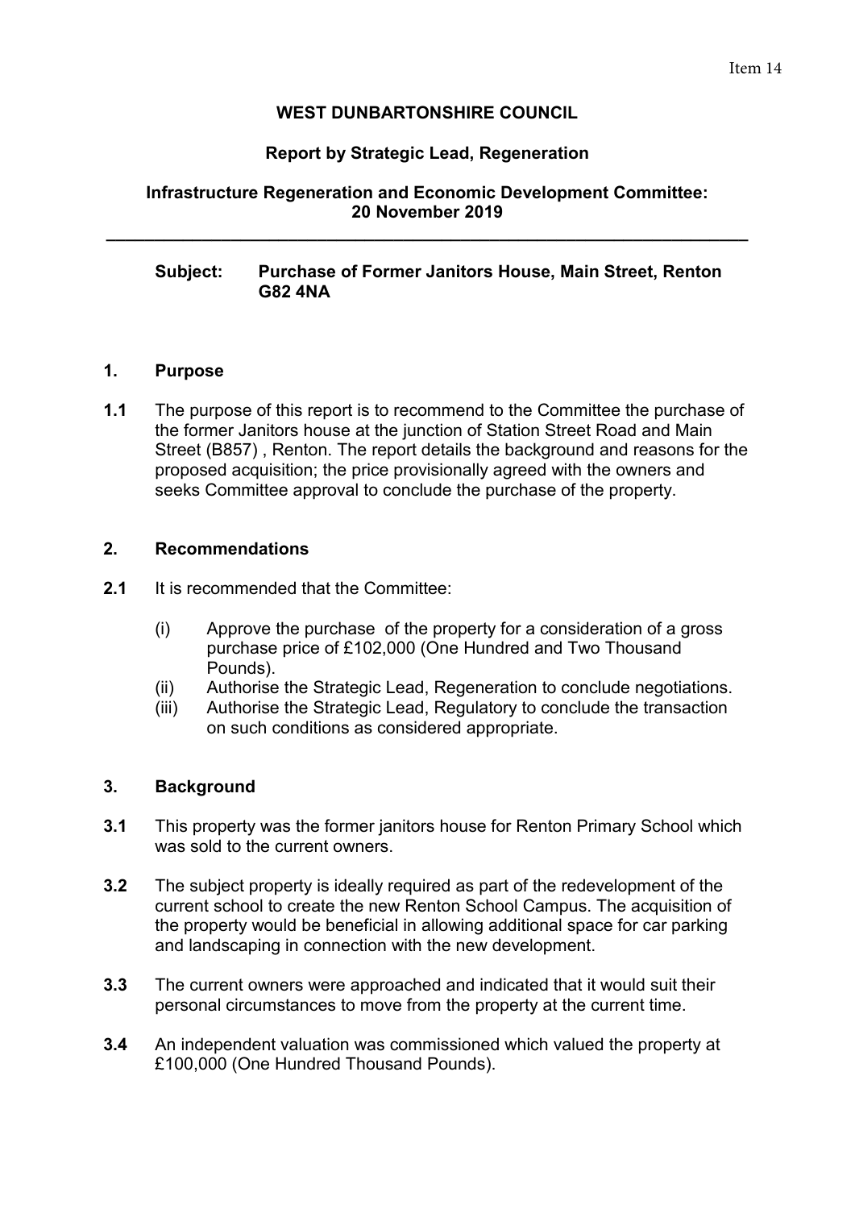Item 14

**WEST DUNBARTONSHIRE COUNCIL**

**Report by Strategic Lead, Regeneration**

**Infrastructure Regeneration and Economic Development Committee: 20 November 2019**

---

**Subject: Purchase of Former Janitors House, Main Street, Renton G82 4NA**

## 1. Purpose

**1.1** The purpose of this report is to recommend to the Committee the purchase of the former Janitors house at the junction of Station Street Road and Main Street (B857) , Renton. The report details the background and reasons for the proposed acquisition; the price provisionally agreed with the owners and seeks Committee approval to conclude the purchase of the property.

## 2. Recommendations

**2.1** It is recommended that the Committee:

(i) Approve the purchase of the property for a consideration of a gross purchase price of £102,000 (One Hundred and Two Thousand Pounds).

(ii) Authorise the Strategic Lead, Regeneration to conclude negotiations.

(iii) Authorise the Strategic Lead, Regulatory to conclude the transaction on such conditions as considered appropriate.

## 3. Background

**3.1** This property was the former janitors house for Renton Primary School which was sold to the current owners.

**3.2** The subject property is ideally required as part of the redevelopment of the current school to create the new Renton School Campus. The acquisition of the property would be beneficial in allowing additional space for car parking and landscaping in connection with the new development.

**3.3** The current owners were approached and indicated that it would suit their personal circumstances to move from the property at the current time.

**3.4** An independent valuation was commissioned which valued the property at £100,000 (One Hundred Thousand Pounds).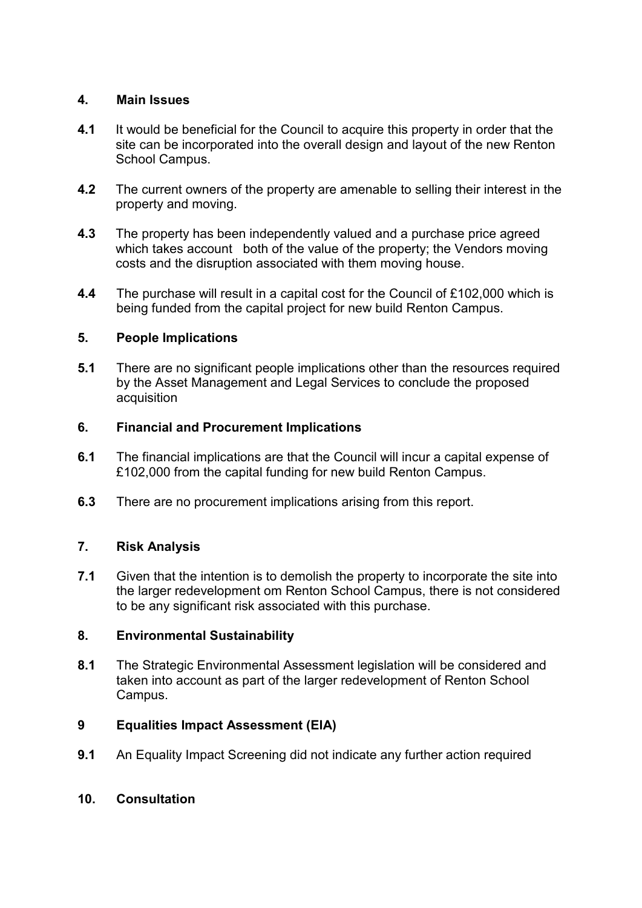## 4. Main Issues

**4.1** It would be beneficial for the Council to acquire this property in order that the site can be incorporated into the overall design and layout of the new Renton School Campus.

**4.2** The current owners of the property are amenable to selling their interest in the property and moving.

**4.3** The property has been independently valued and a purchase price agreed which takes account both of the value of the property; the Vendors moving costs and the disruption associated with them moving house.

**4.4** The purchase will result in a capital cost for the Council of £102,000 which is being funded from the capital project for new build Renton Campus.

## 5. People Implications

**5.1** There are no significant people implications other than the resources required by the Asset Management and Legal Services to conclude the proposed acquisition

## 6. Financial and Procurement Implications

**6.1** The financial implications are that the Council will incur a capital expense of £102,000 from the capital funding for new build Renton Campus.

**6.3** There are no procurement implications arising from this report.

## 7. Risk Analysis

**7.1** Given that the intention is to demolish the property to incorporate the site into the larger redevelopment om Renton School Campus, there is not considered to be any significant risk associated with this purchase.

## 8. Environmental Sustainability

**8.1** The Strategic Environmental Assessment legislation will be considered and taken into account as part of the larger redevelopment of Renton School Campus.

## 9 Equalities Impact Assessment (EIA)

**9.1** An Equality Impact Screening did not indicate any further action required

## 10. Consultation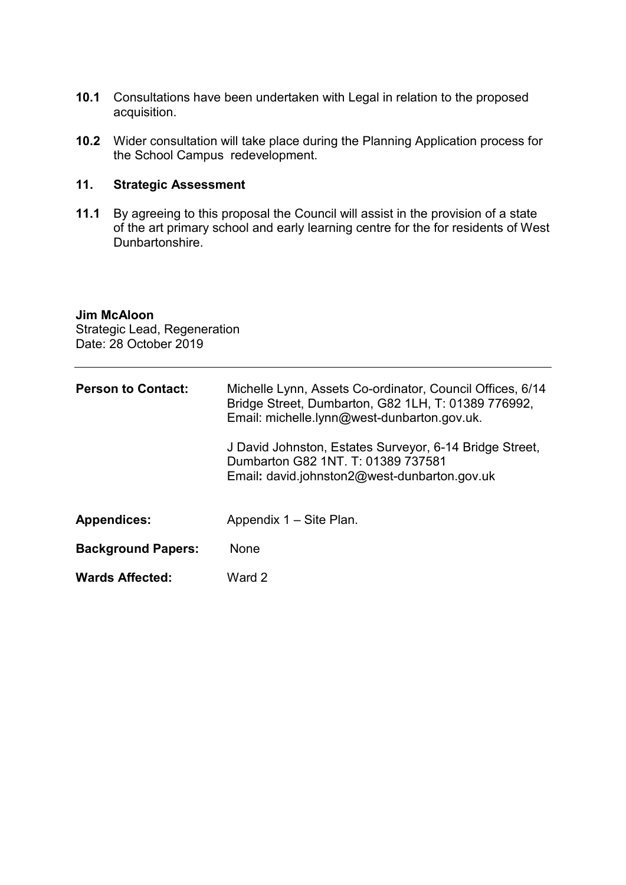**10.1** Consultations have been undertaken with Legal in relation to the proposed acquisition.

**10.2** Wider consultation will take place during the Planning Application process for the School Campus redevelopment.

## 11. Strategic Assessment

**11.1** By agreeing to this proposal the Council will assist in the provision of a state of the art primary school and early learning centre for the for residents of West Dunbartonshire.

**Jim McAloon**
Strategic Lead, Regeneration
Date: 28 October 2019

---

| | |
|---|---|
| **Person to Contact:** | Michelle Lynn, Assets Co-ordinator, Council Offices, 6/14 Bridge Street, Dumbarton, G82 1LH, T: 01389 776992, Email: michelle.lynn@west-dunbarton.gov.uk.<br><br>J David Johnston, Estates Surveyor, 6-14 Bridge Street, Dumbarton G82 1NT. T: 01389 737581 Email**:** david.johnston2@west-dunbarton.gov.uk |
| **Appendices:** | Appendix 1 – Site Plan. |
| **Background Papers:** | None |
| **Wards Affected:** | Ward 2 |